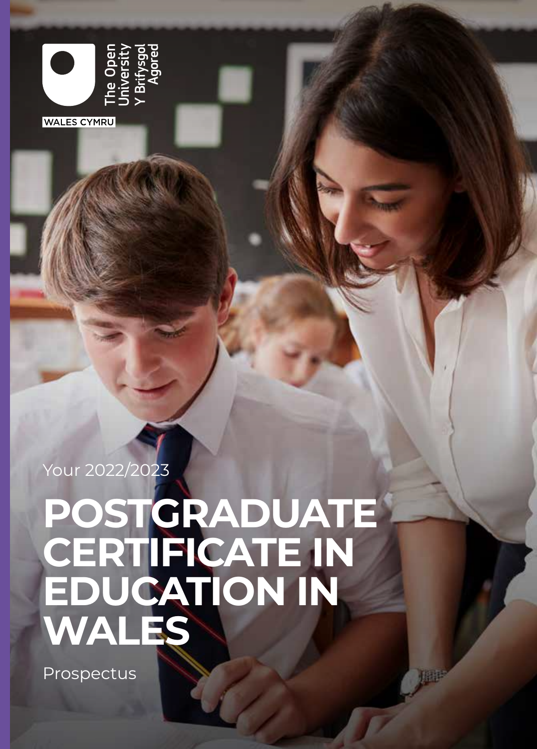The Open University
Y Brifysgol Agored

WALES CYMRU

Your 2022/2023

# POSTGRADUATE CERTIFICATE IN EDUCATION IN WALES

Prospectus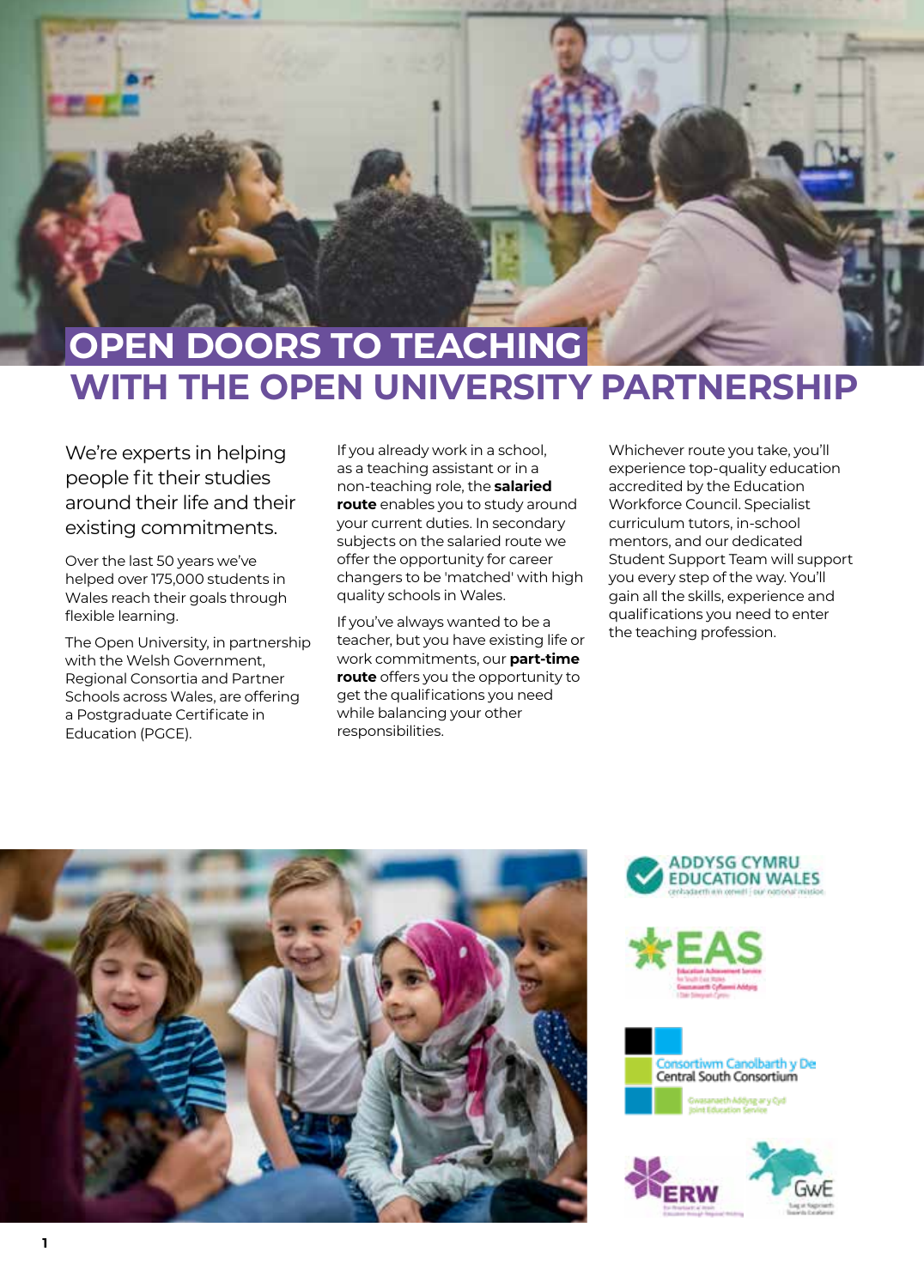# OPEN DOORS TO TEACHING WITH THE OPEN UNIVERSITY PARTNERSHIP

We're experts in helping people fit their studies around their life and their existing commitments.

Over the last 50 years we've helped over 175,000 students in Wales reach their goals through flexible learning.

The Open University, in partnership with the Welsh Government, Regional Consortia and Partner Schools across Wales, are offering a Postgraduate Certificate in Education (PGCE).

If you already work in a school, as a teaching assistant or in a non-teaching role, the **salaried route** enables you to study around your current duties. In secondary subjects on the salaried route we offer the opportunity for career changers to be 'matched' with high quality schools in Wales.

If you've always wanted to be a teacher, but you have existing life or work commitments, our **part-time route** offers you the opportunity to get the qualifications you need while balancing your other responsibilities.

Whichever route you take, you'll experience top-quality education accredited by the Education Workforce Council. Specialist curriculum tutors, in-school mentors, and our dedicated Student Support Team will support you every step of the way. You'll gain all the skills, experience and qualifications you need to enter the teaching profession.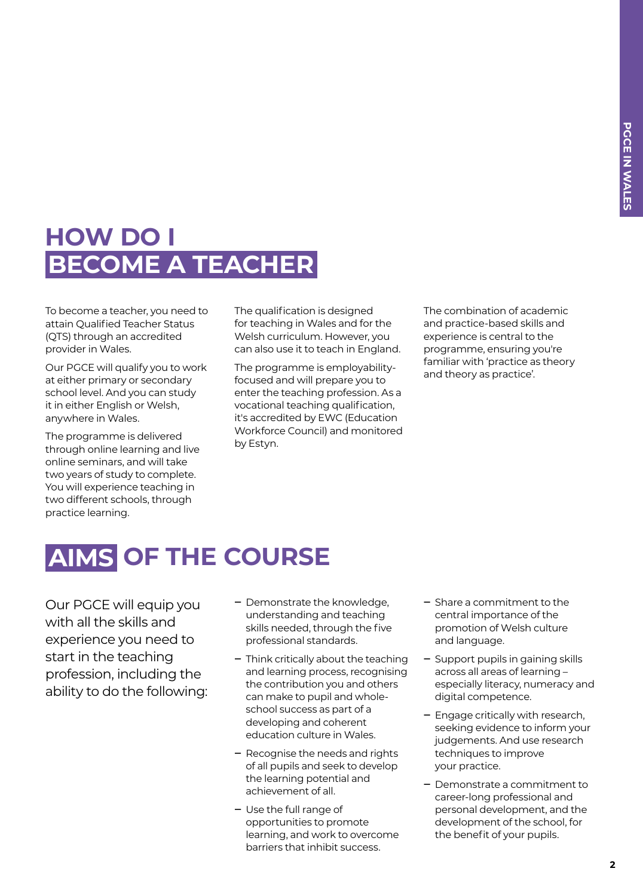# HOW DO I BECOME A TEACHER

To become a teacher, you need to attain Qualified Teacher Status (QTS) through an accredited provider in Wales.

Our PGCE will qualify you to work at either primary or secondary school level. And you can study it in either English or Welsh, anywhere in Wales.

The programme is delivered through online learning and live online seminars, and will take two years of study to complete. You will experience teaching in two different schools, through practice learning.

The qualification is designed for teaching in Wales and for the Welsh curriculum. However, you can also use it to teach in England.

The programme is employability-focused and will prepare you to enter the teaching profession. As a vocational teaching qualification, it's accredited by EWC (Education Workforce Council) and monitored by Estyn.

The combination of academic and practice-based skills and experience is central to the programme, ensuring you're familiar with 'practice as theory and theory as practice'.

# AIMS OF THE COURSE

Our PGCE will equip you with all the skills and experience you need to start in the teaching profession, including the ability to do the following:

- Demonstrate the knowledge, understanding and teaching skills needed, through the five professional standards.
- Think critically about the teaching and learning process, recognising the contribution you and others can make to pupil and whole-school success as part of a developing and coherent education culture in Wales.
- Recognise the needs and rights of all pupils and seek to develop the learning potential and achievement of all.
- Use the full range of opportunities to promote learning, and work to overcome barriers that inhibit success.
- Share a commitment to the central importance of the promotion of Welsh culture and language.
- Support pupils in gaining skills across all areas of learning – especially literacy, numeracy and digital competence.
- Engage critically with research, seeking evidence to inform your judgements. And use research techniques to improve your practice.
- Demonstrate a commitment to career-long professional and personal development, and the development of the school, for the benefit of your pupils.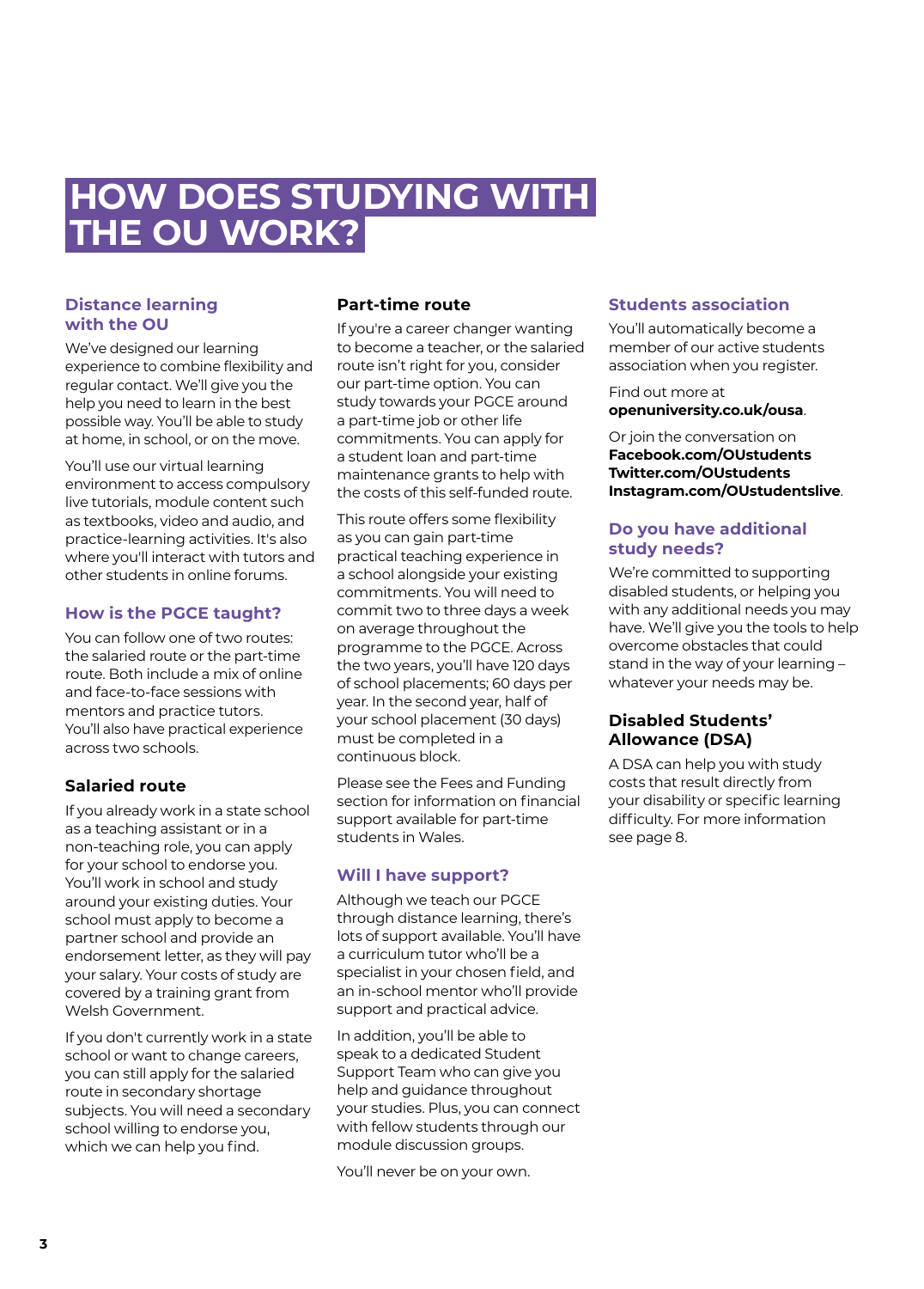# HOW DOES STUDYING WITH THE OU WORK?

## Distance learning with the OU

We've designed our learning experience to combine flexibility and regular contact. We'll give you the help you need to learn in the best possible way. You'll be able to study at home, in school, or on the move.

You'll use our virtual learning environment to access compulsory live tutorials, module content such as textbooks, video and audio, and practice-learning activities. It's also where you'll interact with tutors and other students in online forums.

## How is the PGCE taught?

You can follow one of two routes: the salaried route or the part-time route. Both include a mix of online and face-to-face sessions with mentors and practice tutors. You'll also have practical experience across two schools.

### Salaried route

If you already work in a state school as a teaching assistant or in a non-teaching role, you can apply for your school to endorse you. You'll work in school and study around your existing duties. Your school must apply to become a partner school and provide an endorsement letter, as they will pay your salary. Your costs of study are covered by a training grant from Welsh Government.

If you don't currently work in a state school or want to change careers, you can still apply for the salaried route in secondary shortage subjects. You will need a secondary school willing to endorse you, which we can help you find.

### Part-time route

If you're a career changer wanting to become a teacher, or the salaried route isn't right for you, consider our part-time option. You can study towards your PGCE around a part-time job or other life commitments. You can apply for a student loan and part-time maintenance grants to help with the costs of this self-funded route.

This route offers some flexibility as you can gain part-time practical teaching experience in a school alongside your existing commitments. You will need to commit two to three days a week on average throughout the programme to the PGCE. Across the two years, you'll have 120 days of school placements; 60 days per year. In the second year, half of your school placement (30 days) must be completed in a continuous block.

Please see the Fees and Funding section for information on financial support available for part-time students in Wales.

## Will I have support?

Although we teach our PGCE through distance learning, there's lots of support available. You'll have a curriculum tutor who'll be a specialist in your chosen field, and an in-school mentor who'll provide support and practical advice.

In addition, you'll be able to speak to a dedicated Student Support Team who can give you help and guidance throughout your studies. Plus, you can connect with fellow students through our module discussion groups.

You'll never be on your own.

## Students association

You'll automatically become a member of our active students association when you register.

Find out more at **openuniversity.co.uk/ousa**.

Or join the conversation on
**Facebook.com/OUstudents**
**Twitter.com/OUstudents**
**Instagram.com/OUstudentslive**.

## Do you have additional study needs?

We're committed to supporting disabled students, or helping you with any additional needs you may have. We'll give you the tools to help overcome obstacles that could stand in the way of your learning – whatever your needs may be.

### Disabled Students' Allowance (DSA)

A DSA can help you with study costs that result directly from your disability or specific learning difficulty. For more information see page 8.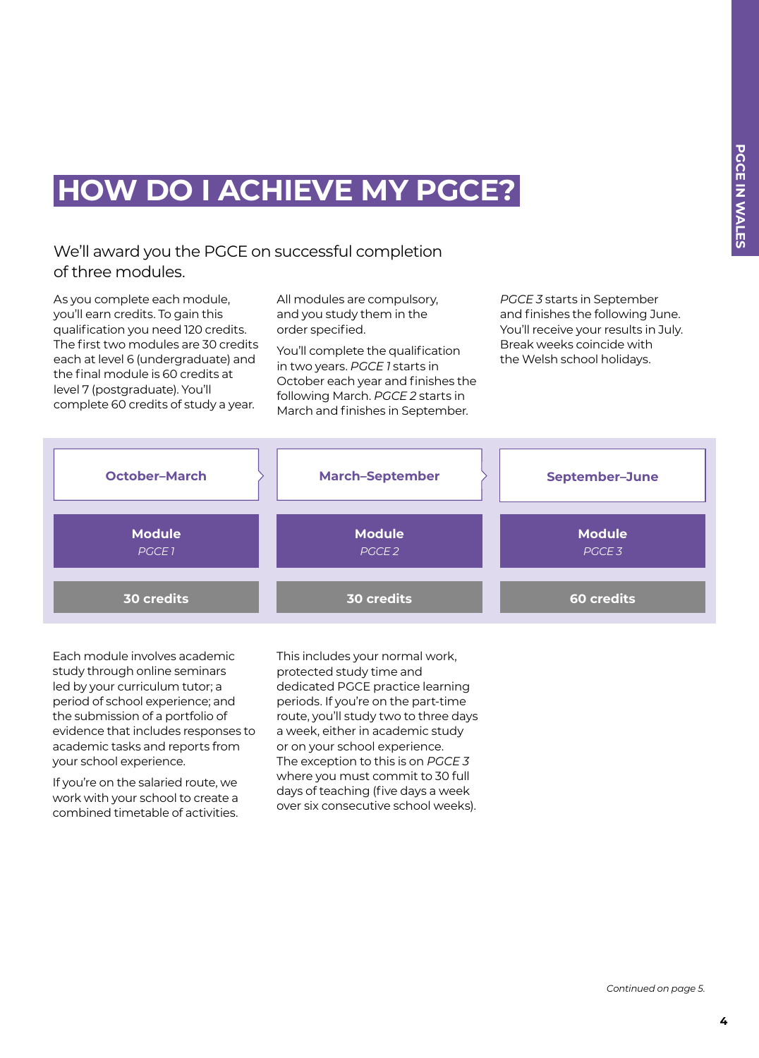# HOW DO I ACHIEVE MY PGCE?

We'll award you the PGCE on successful completion of three modules.

As you complete each module, you'll earn credits. To gain this qualification you need 120 credits. The first two modules are 30 credits each at level 6 (undergraduate) and the final module is 60 credits at level 7 (postgraduate). You'll complete 60 credits of study a year.

All modules are compulsory, and you study them in the order specified.

You'll complete the qualification in two years. *PGCE 1* starts in October each year and finishes the following March. *PGCE 2* starts in March and finishes in September.

*PGCE 3* starts in September and finishes the following June. You'll receive your results in July. Break weeks coincide with the Welsh school holidays.

| October–March | March–September | September–June |
|---|---|---|
| **Module** *PGCE 1* | **Module** *PGCE 2* | **Module** *PGCE 3* |
| **30 credits** | **30 credits** | **60 credits** |

Each module involves academic study through online seminars led by your curriculum tutor; a period of school experience; and the submission of a portfolio of evidence that includes responses to academic tasks and reports from your school experience.

If you're on the salaried route, we work with your school to create a combined timetable of activities. This includes your normal work, protected study time and dedicated PGCE practice learning periods. If you're on the part-time route, you'll study two to three days a week, either in academic study or on your school experience. The exception to this is on *PGCE 3* where you must commit to 30 full days of teaching (five days a week over six consecutive school weeks).

*Continued on page 5.*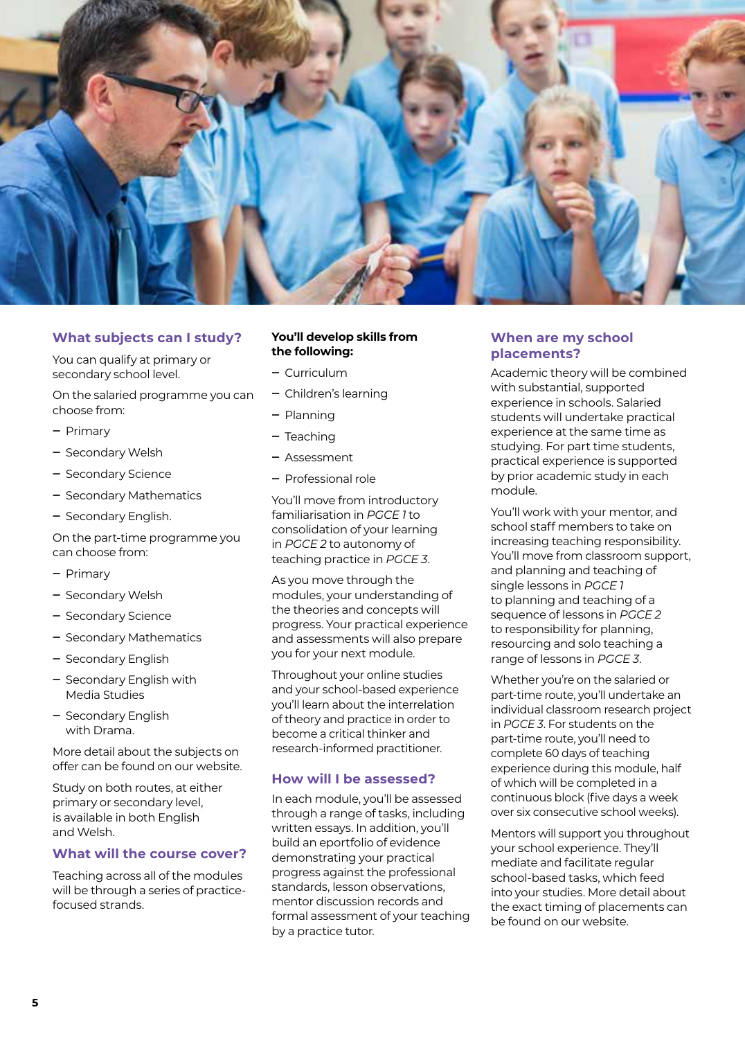## What subjects can I study?

You can qualify at primary or secondary school level.

On the salaried programme you can choose from:

- Primary
- Secondary Welsh
- Secondary Science
- Secondary Mathematics
- Secondary English.

On the part-time programme you can choose from:

- Primary
- Secondary Welsh
- Secondary Science
- Secondary Mathematics
- Secondary English
- Secondary English with Media Studies
- Secondary English with Drama.

More detail about the subjects on offer can be found on our website.

Study on both routes, at either primary or secondary level, is available in both English and Welsh.

## What will the course cover?

Teaching across all of the modules will be through a series of practice-focused strands.

**You'll develop skills from the following:**

- Curriculum
- Children's learning
- Planning
- Teaching
- Assessment
- Professional role

You'll move from introductory familiarisation in *PGCE 1* to consolidation of your learning in *PGCE 2* to autonomy of teaching practice in *PGCE 3*.

As you move through the modules, your understanding of the theories and concepts will progress. Your practical experience and assessments will also prepare you for your next module.

Throughout your online studies and your school-based experience you'll learn about the interrelation of theory and practice in order to become a critical thinker and research-informed practitioner.

## How will I be assessed?

In each module, you'll be assessed through a range of tasks, including written essays. In addition, you'll build an eportfolio of evidence demonstrating your practical progress against the professional standards, lesson observations, mentor discussion records and formal assessment of your teaching by a practice tutor.

## When are my school placements?

Academic theory will be combined with substantial, supported experience in schools. Salaried students will undertake practical experience at the same time as studying. For part time students, practical experience is supported by prior academic study in each module.

You'll work with your mentor, and school staff members to take on increasing teaching responsibility. You'll move from classroom support, and planning and teaching of single lessons in *PGCE 1* to planning and teaching of a sequence of lessons in *PGCE 2* to responsibility for planning, resourcing and solo teaching a range of lessons in *PGCE 3*.

Whether you're on the salaried or part-time route, you'll undertake an individual classroom research project in *PGCE 3*. For students on the part-time route, you'll need to complete 60 days of teaching experience during this module, half of which will be completed in a continuous block (five days a week over six consecutive school weeks).

Mentors will support you throughout your school experience. They'll mediate and facilitate regular school-based tasks, which feed into your studies. More detail about the exact timing of placements can be found on our website.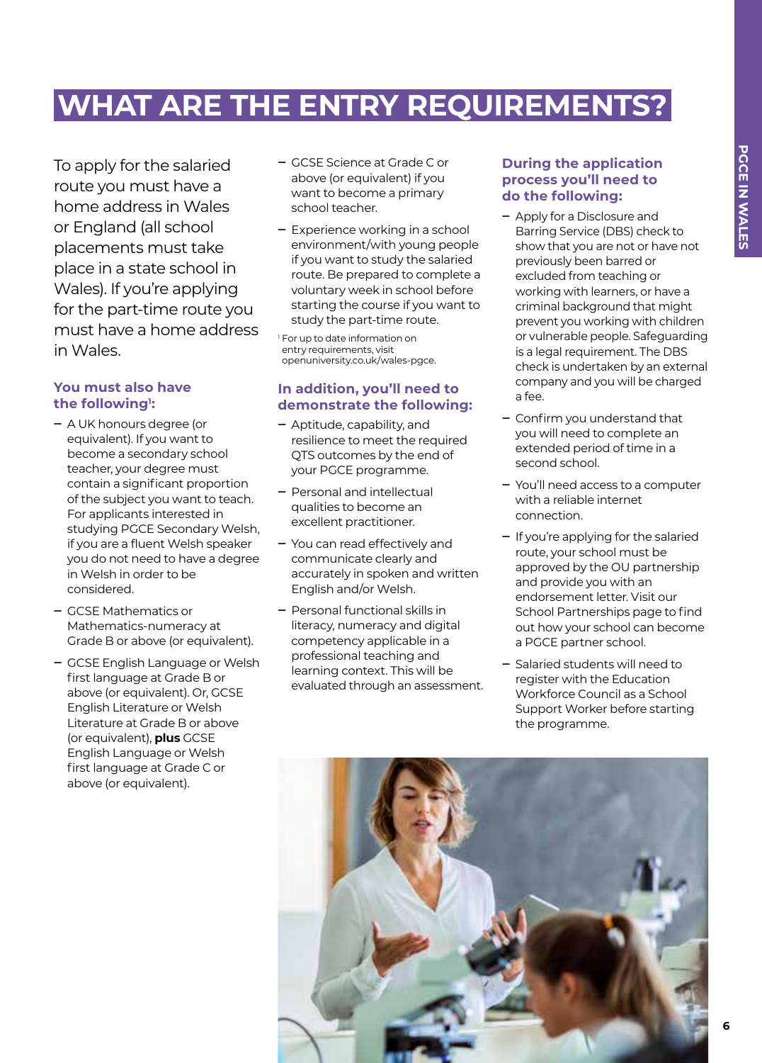# WHAT ARE THE ENTRY REQUIREMENTS?

To apply for the salaried route you must have a home address in Wales or England (all school placements must take place in a state school in Wales). If you're applying for the part-time route you must have a home address in Wales.

### You must also have the following[1]:

- A UK honours degree (or equivalent). If you want to become a secondary school teacher, your degree must contain a significant proportion of the subject you want to teach. For applicants interested in studying PGCE Secondary Welsh, if you are a fluent Welsh speaker you do not need to have a degree in Welsh in order to be considered.
- GCSE Mathematics or Mathematics-numeracy at Grade B or above (or equivalent).
- GCSE English Language or Welsh first language at Grade B or above (or equivalent). Or, GCSE English Literature or Welsh Literature at Grade B or above (or equivalent), **plus** GCSE English Language or Welsh first language at Grade C or above (or equivalent).
- GCSE Science at Grade C or above (or equivalent) if you want to become a primary school teacher.
- Experience working in a school environment/with young people if you want to study the salaried route. Be prepared to complete a voluntary week in school before starting the course if you want to study the part-time route.

[1] For up to date information on entry requirements, visit openuniversity.co.uk/wales-pgce.

### In addition, you'll need to demonstrate the following:

- Aptitude, capability, and resilience to meet the required QTS outcomes by the end of your PGCE programme.
- Personal and intellectual qualities to become an excellent practitioner.
- You can read effectively and communicate clearly and accurately in spoken and written English and/or Welsh.
- Personal functional skills in literacy, numeracy and digital competency applicable in a professional teaching and learning context. This will be evaluated through an assessment.

### During the application process you'll need to do the following:

- Apply for a Disclosure and Barring Service (DBS) check to show that you are not or have not previously been barred or excluded from teaching or working with learners, or have a criminal background that might prevent you working with children or vulnerable people. Safeguarding is a legal requirement. The DBS check is undertaken by an external company and you will be charged a fee.
- Confirm you understand that you will need to complete an extended period of time in a second school.
- You'll need access to a computer with a reliable internet connection.
- If you're applying for the salaried route, your school must be approved by the OU partnership and provide you with an endorsement letter. Visit our School Partnerships page to find out how your school can become a PGCE partner school.
- Salaried students will need to register with the Education Workforce Council as a School Support Worker before starting the programme.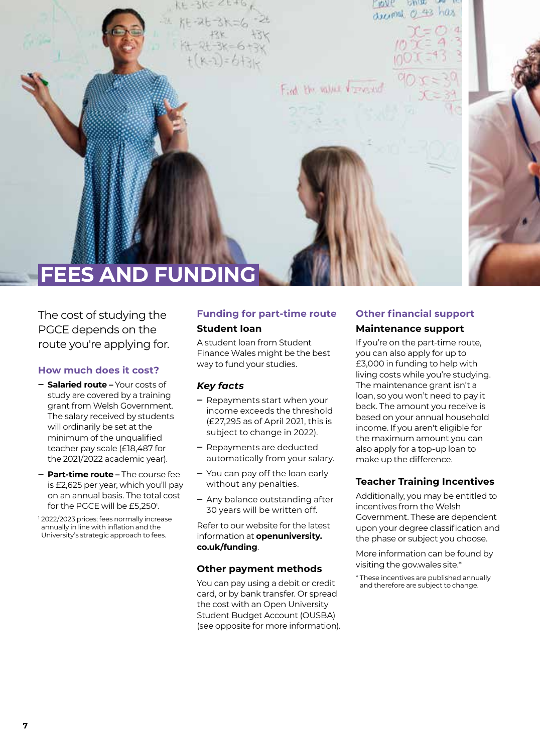# FEES AND FUNDING

The cost of studying the PGCE depends on the route you're applying for.

### How much does it cost?

- **Salaried route –** Your costs of study are covered by a training grant from Welsh Government. The salary received by students will ordinarily be set at the minimum of the unqualified teacher pay scale (£18,487 for the 2021/2022 academic year).
- **Part-time route –** The course fee is £2,625 per year, which you'll pay on an annual basis. The total cost for the PGCE will be £5,250[1].

[1] 2022/2023 prices; fees normally increase annually in line with inflation and the University's strategic approach to fees.

### Funding for part-time route

#### Student loan

A student loan from Student Finance Wales might be the best way to fund your studies.

#### *Key facts*

- Repayments start when your income exceeds the threshold (£27,295 as of April 2021, this is subject to change in 2022).
- Repayments are deducted automatically from your salary.
- You can pay off the loan early without any penalties.
- Any balance outstanding after 30 years will be written off.

Refer to our website for the latest information at **openuniversity.co.uk/funding**.

#### Other payment methods

You can pay using a debit or credit card, or by bank transfer. Or spread the cost with an Open University Student Budget Account (OUSBA) (see opposite for more information).

### Other financial support

#### Maintenance support

If you're on the part-time route, you can also apply for up to £3,000 in funding to help with living costs while you're studying. The maintenance grant isn't a loan, so you won't need to pay it back. The amount you receive is based on your annual household income. If you aren't eligible for the maximum amount you can also apply for a top-up loan to make up the difference.

#### Teacher Training Incentives

Additionally, you may be entitled to incentives from the Welsh Government. These are dependent upon your degree classification and the phase or subject you choose.

More information can be found by visiting the gov.wales site.*

* These incentives are published annually and therefore are subject to change.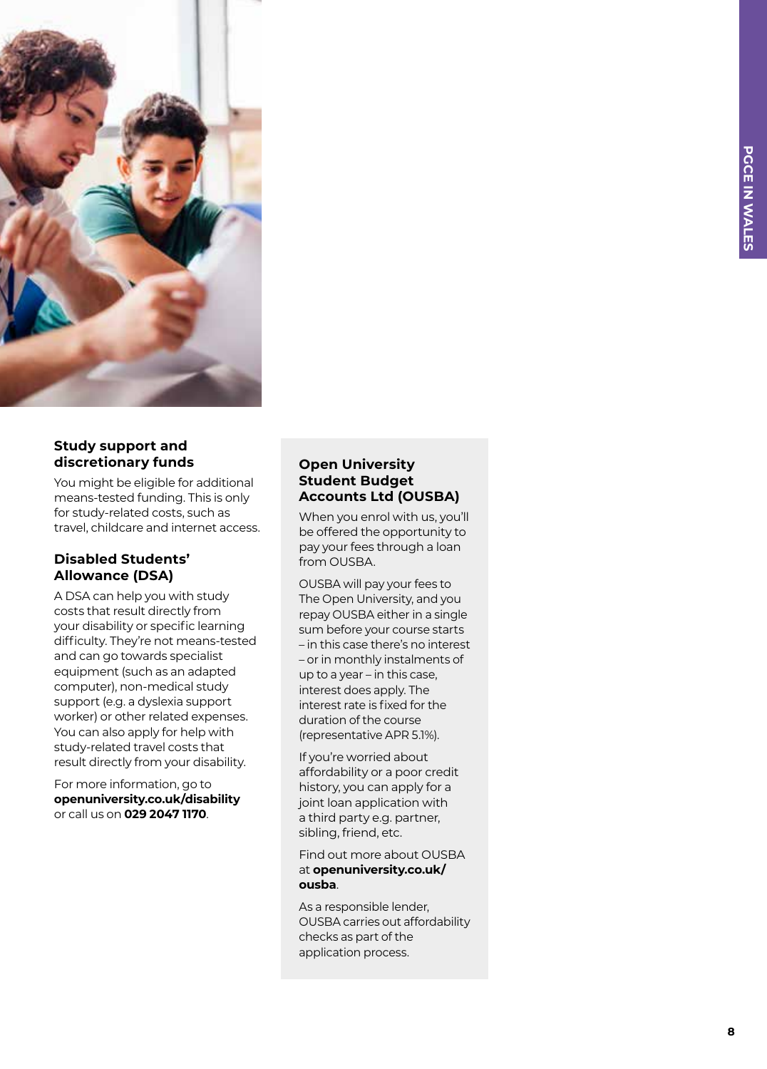## Study support and discretionary funds

You might be eligible for additional means-tested funding. This is only for study-related costs, such as travel, childcare and internet access.

## Disabled Students' Allowance (DSA)

A DSA can help you with study costs that result directly from your disability or specific learning difficulty. They're not means-tested and can go towards specialist equipment (such as an adapted computer), non-medical study support (e.g. a dyslexia support worker) or other related expenses. You can also apply for help with study-related travel costs that result directly from your disability.

For more information, go to **openuniversity.co.uk/disability** or call us on **029 2047 1170**.

## Open University Student Budget Accounts Ltd (OUSBA)

When you enrol with us, you'll be offered the opportunity to pay your fees through a loan from OUSBA.

OUSBA will pay your fees to The Open University, and you repay OUSBA either in a single sum before your course starts – in this case there's no interest – or in monthly instalments of up to a year – in this case, interest does apply. The interest rate is fixed for the duration of the course (representative APR 5.1%).

If you're worried about affordability or a poor credit history, you can apply for a joint loan application with a third party e.g. partner, sibling, friend, etc.

Find out more about OUSBA at **openuniversity.co.uk/ousba**.

As a responsible lender, OUSBA carries out affordability checks as part of the application process.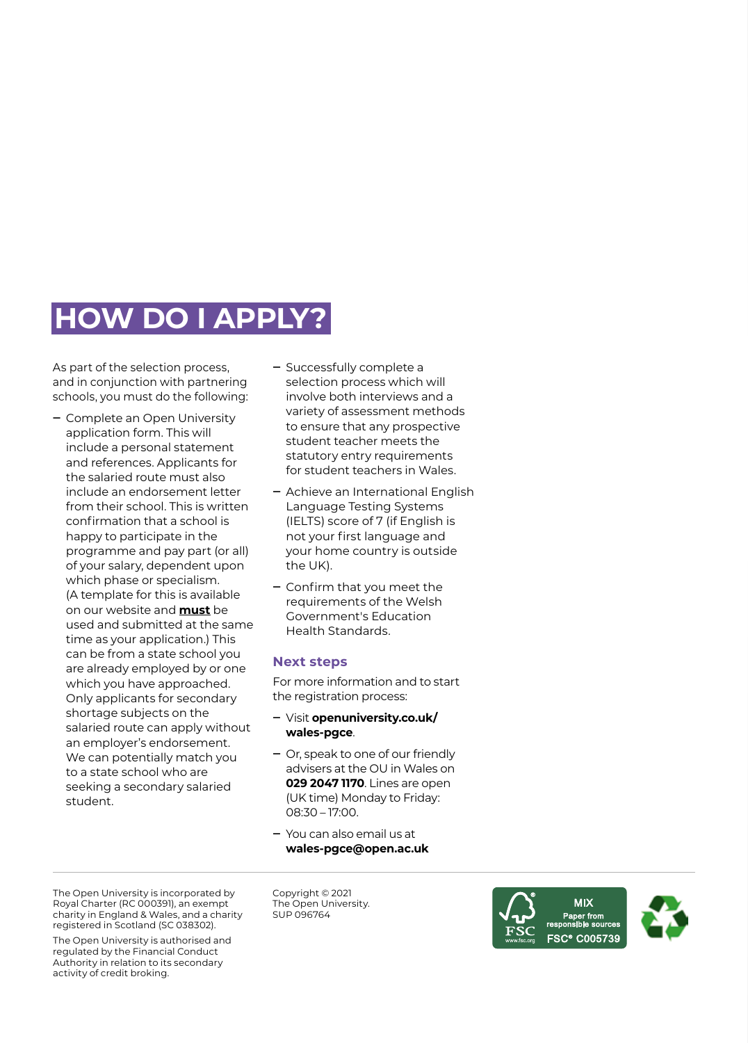# HOW DO I APPLY?

As part of the selection process, and in conjunction with partnering schools, you must do the following:

- Complete an Open University application form. This will include a personal statement and references. Applicants for the salaried route must also include an endorsement letter from their school. This is written confirmation that a school is happy to participate in the programme and pay part (or all) of your salary, dependent upon which phase or specialism. (A template for this is available on our website and **must** be used and submitted at the same time as your application.) This can be from a state school you are already employed by or one which you have approached. Only applicants for secondary shortage subjects on the salaried route can apply without an employer's endorsement. We can potentially match you to a state school who are seeking a secondary salaried student.
- Successfully complete a selection process which will involve both interviews and a variety of assessment methods to ensure that any prospective student teacher meets the statutory entry requirements for student teachers in Wales.
- Achieve an International English Language Testing Systems (IELTS) score of 7 (if English is not your first language and your home country is outside the UK).
- Confirm that you meet the requirements of the Welsh Government's Education Health Standards.

## Next steps

For more information and to start the registration process:

- Visit **openuniversity.co.uk/wales-pgce**.
- Or, speak to one of our friendly advisers at the OU in Wales on **029 2047 1170**. Lines are open (UK time) Monday to Friday: 08:30 – 17:00.
- You can also email us at **wales-pgce@open.ac.uk**

The Open University is incorporated by Royal Charter (RC 000391), an exempt charity in England & Wales, and a charity registered in Scotland (SC 038302).

The Open University is authorised and regulated by the Financial Conduct Authority in relation to its secondary activity of credit broking.

Copyright © 2021
The Open University.
SUP 096764

MIX
Paper from responsible sources
FSC® C005739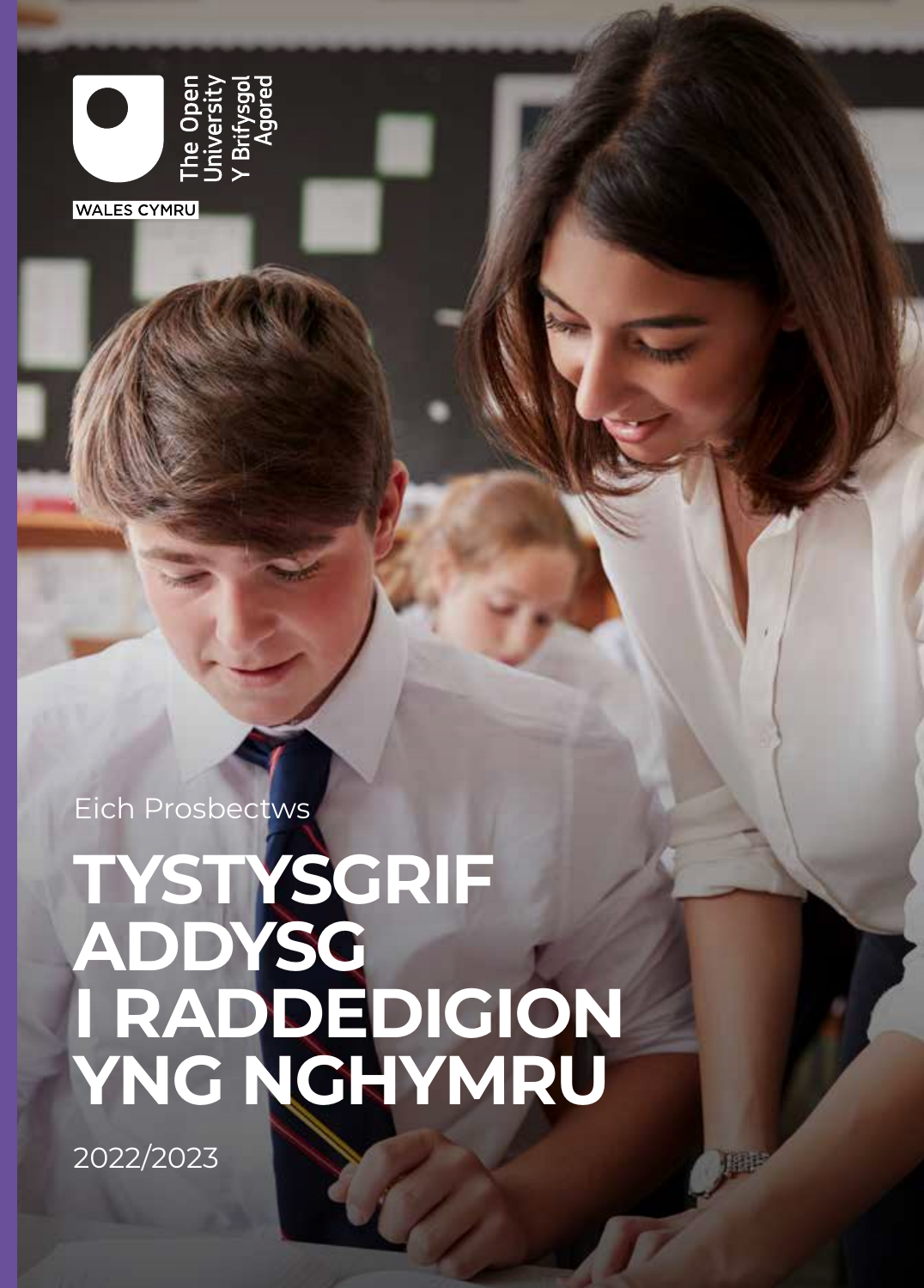The Open University
Y Brifysgol Agored

WALES CYMRU

Eich Prosbectws

# TYSTYSGRIF ADDYSG I RADDEDIGION YNG NGHYMRU

2022/2023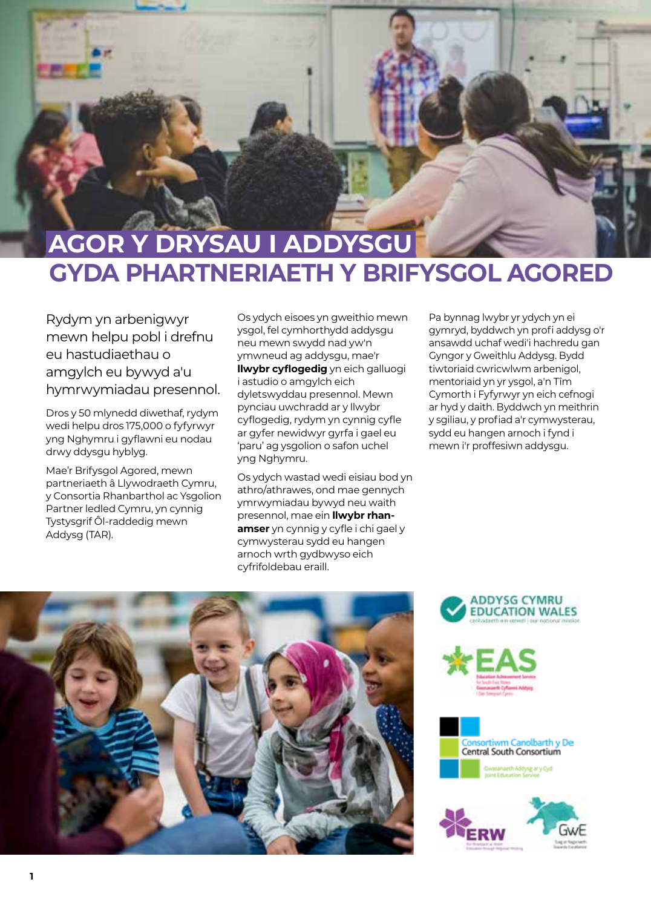# AGOR Y DRYSAU I ADDYSGU GYDA PHARTNERIAETH Y BRIFYSGOL AGORED

Rydym yn arbenigwyr mewn helpu pobl i drefnu eu hastudiaethau o amgylch eu bywyd a'u hymrwymiadau presennol.

Dros y 50 mlynedd diwethaf, rydym wedi helpu dros 175,000 o fyfyrwyr yng Nghymru i gyflawni eu nodau drwy ddysgu hyblyg.

Mae'r Brifysgol Agored, mewn partneriaeth â Llywodraeth Cymru, y Consortia Rhanbarthol ac Ysgolion Partner ledled Cymru, yn cynnig Tystysgrif Ôl-raddedig mewn Addysg (TAR).

Os ydych eisoes yn gweithio mewn ysgol, fel cymhorthydd addysgu neu mewn swydd nad yw'n ymwneud ag addysgu, mae'r **llwybr cyflogedig** yn eich galluogi i astudio o amgylch eich dyletswyddau presennol. Mewn pynciau uwchradd ar y llwybr cyflogedig, rydym yn cynnig cyfle ar gyfer newidwyr gyrfa i gael eu 'paru' ag ysgolion o safon uchel yng Nghymru.

Os ydych wastad wedi eisiau bod yn athro/athrawes, ond mae gennych ymrwymiadau bywyd neu waith presennol, mae ein **llwybr rhan-amser** yn cynnig y cyfle i chi gael y cymwysterau sydd eu hangen arnoch wrth gydbwyso eich cyfrifoldebau eraill.

Pa bynnag lwybr yr ydych yn ei gymryd, byddwch yn profi addysg o'r ansawdd uchaf wedi'i hachredu gan Gyngor y Gweithlu Addysg. Bydd tiwtoriaid cwricwlwm arbenigol, mentoriaid yn yr ysgol, a'n Tîm Cymorth i Fyfyrwyr yn eich cefnogi ar hyd y daith. Byddwch yn meithrin y sgiliau, y profiad a'r cymwysterau, sydd eu hangen arnoch i fynd i mewn i'r proffesiwn addysgu.

ADDYSG CYMRU EDUCATION WALES

EAS

Consortiwm Canolbarth y De Central South Consortium

ERW

GwE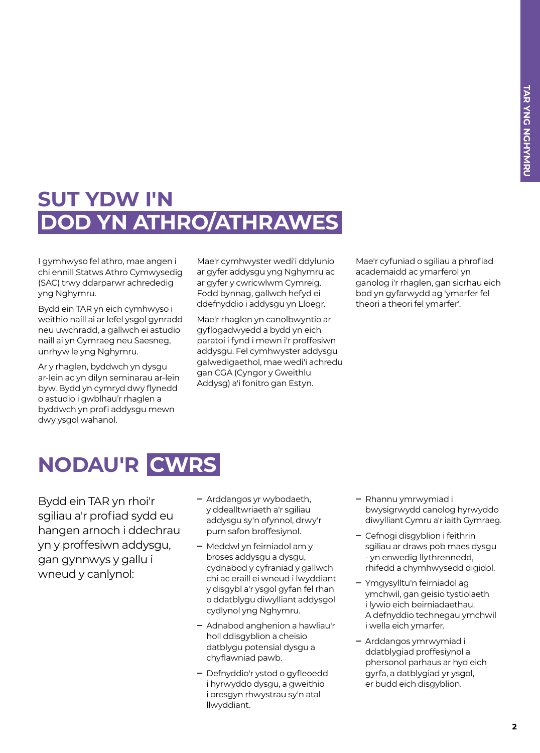# SUT YDW I'N DOD YN ATHRO/ATHRAWES

I gymhwyso fel athro, mae angen i chi ennill Statws Athro Cymwysedig (SAC) trwy ddarparwr achrededig yng Nghymru.

Bydd ein TAR yn eich cymhwyso i weithio naill ai ar lefel ysgol gynradd neu uwchradd, a gallwch ei astudio naill ai yn Gymraeg neu Saesneg, unrhyw le yng Nghymru.

Ar y rhaglen, byddwch yn dysgu ar-lein ac yn dilyn seminarau ar-lein byw. Bydd yn cymryd dwy flynedd o astudio i gwblhau'r rhaglen a byddwch yn profi addysgu mewn dwy ysgol wahanol.

Mae'r cymhwyster wedi'i ddylunio ar gyfer addysgu yng Nghymru ac ar gyfer y cwricwlwm Cymreig. Fodd bynnag, gallwch hefyd ei ddefnyddio i addysgu yn Lloegr.

Mae'r rhaglen yn canolbwyntio ar gyflogadwyedd a bydd yn eich paratoi i fynd i mewn i'r proffesiwn addysgu. Fel cymhwyster addysgu galwedigaethol, mae wedi'i achredu gan CGA (Cyngor y Gweithlu Addysg) a'i fonitro gan Estyn.

Mae'r cyfuniad o sgiliau a phrofiad academaidd ac ymarferol yn ganolog i'r rhaglen, gan sicrhau eich bod yn gyfarwydd ag 'ymarfer fel theori a theori fel ymarfer'.

# NODAU'R CWRS

Bydd ein TAR yn rhoi'r sgiliau a'r profiad sydd eu hangen arnoch i ddechrau yn y proffesiwn addysgu, gan gynnwys y gallu i wneud y canlynol:

- Arddangos yr wybodaeth, y ddealltwriaeth a'r sgiliau addysgu sy'n ofynnol, drwy'r pum safon broffesiynol.
- Meddwl yn feirniadol am y broses addysgu a dysgu, cydnabod y cyfraniad y gallwch chi ac eraill ei wneud i lwyddiant y disgybl a'r ysgol gyfan fel rhan o ddatblygu diwylliant addysgol cydlynol yng Nghymru.
- Adnabod anghenion a hawliau'r holl ddisgyblion a cheisio datblygu potensial dysgu a chyflawniad pawb.
- Defnyddio'r ystod o gyfleoedd i hyrwyddo dysgu, a gweithio i oresgyn rhwystrau sy'n atal llwyddiant.
- Rhannu ymrwymiad i bwysigrwydd canolog hyrwyddo diwylliant Cymru a'r iaith Gymraeg.
- Cefnogi disgyblion i feithrin sgiliau ar draws pob maes dysgu - yn enwedig llythrennedd, rhifedd a chymhwysedd digidol.
- Ymgysylltu'n feirniadol ag ymchwil, gan geisio tystiolaeth i lywio eich beirniadaethau. A defnyddio technegau ymchwil i wella eich ymarfer.
- Arddangos ymrwymiad i ddatblygiad proffesiynol a phersonol parhaus ar hyd eich gyrfa, a datblygiad yr ysgol, er budd eich disgyblion.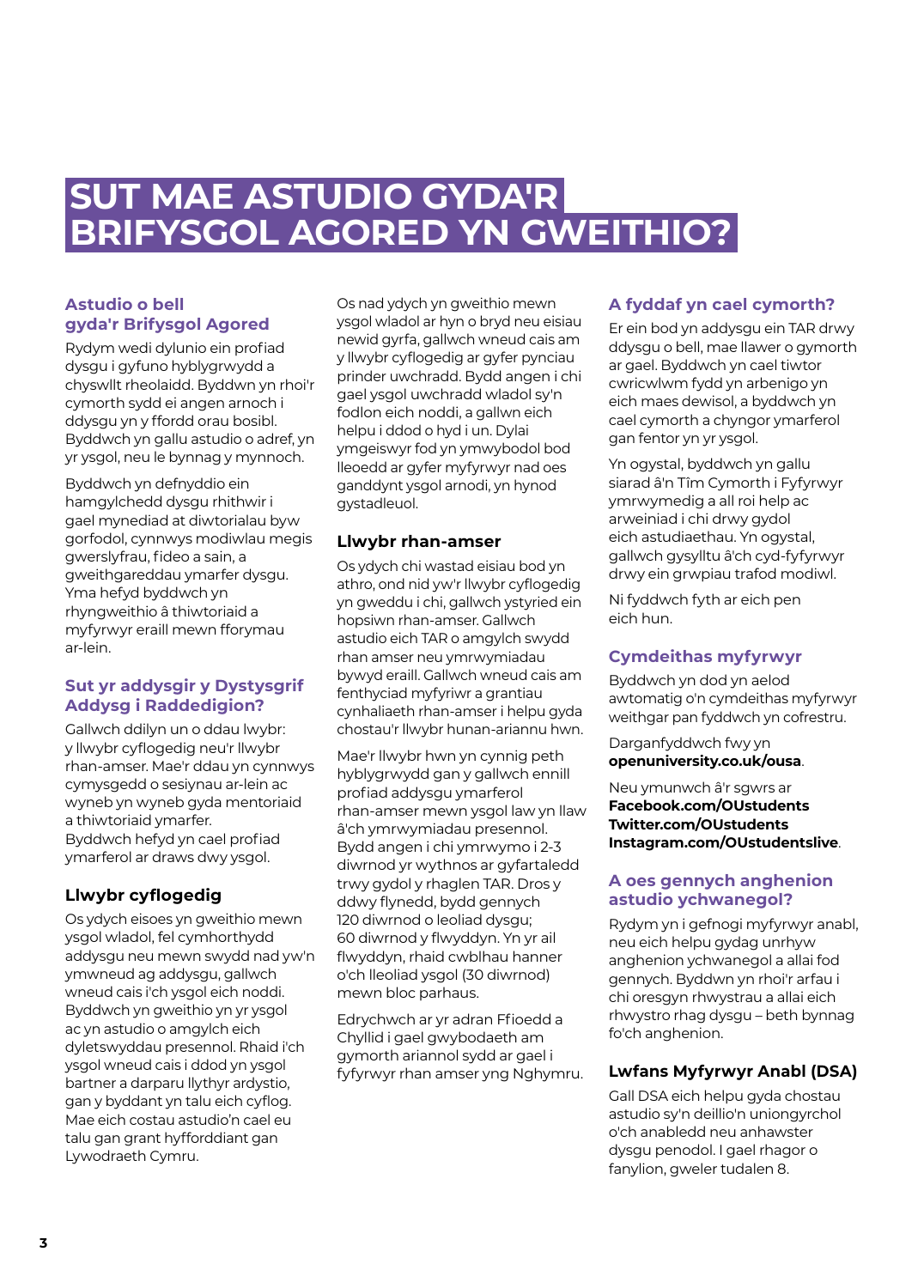# SUT MAE ASTUDIO GYDA'R BRIFYSGOL AGORED YN GWEITHIO?

## Astudio o bell gyda'r Brifysgol Agored

Rydym wedi dylunio ein profiad dysgu i gyfuno hyblygrwydd a chyswllt rheolaidd. Byddwn yn rhoi'r cymorth sydd ei angen arnoch i ddysgu yn y ffordd orau bosibl. Byddwch yn gallu astudio o adref, yn yr ysgol, neu le bynnag y mynnoch.

Byddwch yn defnyddio ein hamgylchedd dysgu rhithwir i gael mynediad at diwtorialau byw gorfodol, cynnwys modiwlau megis gwerslyfrau, fideo a sain, a gweithgareddau ymarfer dysgu. Yma hefyd byddwch yn rhyngweithio â thiwtoriaid a myfyrwyr eraill mewn fforymau ar-lein.

## Sut yr addysgir y Dystysgrif Addysg i Raddedigion?

Gallwch ddilyn un o ddau lwybr: y llwybr cyflogedig neu'r llwybr rhan-amser. Mae'r ddau yn cynnwys cymysgedd o sesiynau ar-lein ac wyneb yn wyneb gyda mentoriaid a thiwtoriaid ymarfer. Byddwch hefyd yn cael profiad ymarferol ar draws dwy ysgol.

### Llwybr cyflogedig

Os ydych eisoes yn gweithio mewn ysgol wladol, fel cymhorthydd addysgu neu mewn swydd nad yw'n ymwneud ag addysgu, gallwch wneud cais i'ch ysgol eich noddi. Byddwch yn gweithio yn yr ysgol ac yn astudio o amgylch eich dyletswyddau presennol. Rhaid i'ch ysgol wneud cais i ddod yn ysgol bartner a darparu llythyr ardystio, gan y byddant yn talu eich cyflog. Mae eich costau astudio'n cael eu talu gan grant hyfforddiant gan Lywodraeth Cymru.

Os nad ydych yn gweithio mewn ysgol wladol ar hyn o bryd neu eisiau newid gyrfa, gallwch wneud cais am y llwybr cyflogedig ar gyfer pynciau prinder uwchradd. Bydd angen i chi gael ysgol uwchradd wladol sy'n fodlon eich noddi, a gallwn eich helpu i ddod o hyd i un. Dylai ymgeiswyr fod yn ymwybodol bod lleoedd ar gyfer myfyrwyr nad oes ganddynt ysgol arnodi, yn hynod gystadleuol.

### Llwybr rhan-amser

Os ydych chi wastad eisiau bod yn athro, ond nid yw'r llwybr cyflogedig yn gweddu i chi, gallwch ystyried ein hopsiwn rhan-amser. Gallwch astudio eich TAR o amgylch swydd rhan amser neu ymrwymiadau bywyd eraill. Gallwch wneud cais am fenthyciad myfyriwr a grantiau cynhaliaeth rhan-amser i helpu gyda chostau'r llwybr hunan-ariannu hwn.

Mae'r llwybr hwn yn cynnig peth hyblygrwydd gan y gallwch ennill profiad addysgu ymarferol rhan-amser mewn ysgol law yn llaw â'ch ymrwymiadau presennol. Bydd angen i chi ymrwymo i 2-3 diwrnod yr wythnos ar gyfartaledd trwy gydol y rhaglen TAR. Dros y ddwy flynedd, bydd gennych 120 diwrnod o leoliad dysgu; 60 diwrnod y flwyddyn. Yn yr ail flwyddyn, rhaid cwblhau hanner o'ch lleoliad ysgol (30 diwrnod) mewn bloc parhaus.

Edrychwch ar yr adran Ffioedd a Chyllid i gael gwybodaeth am gymorth ariannol sydd ar gael i fyfyrwyr rhan amser yng Nghymru.

## A fyddaf yn cael cymorth?

Er ein bod yn addysgu ein TAR drwy ddysgu o bell, mae llawer o gymorth ar gael. Byddwch yn cael tiwtor cwricwlwm fydd yn arbenigo yn eich maes dewisol, a byddwch yn cael cymorth a chyngor ymarferol gan fentor yn yr ysgol.

Yn ogystal, byddwch yn gallu siarad â'n Tîm Cymorth i Fyfyrwyr ymroddedig a all roi help ac arweiniad i chi drwy gydol eich astudiaethau. Yn ogystal, gallwch gysylltu â'ch cyd-fyfyrwyr drwy ein grwpiau trafod modiwl.

Ni fyddwch fyth ar eich pen eich hun.

## Cymdeithas myfyrwyr

Byddwch yn dod yn aelod awtomatig o'n cymdeithas myfyrwyr weithgar pan fyddwch yn cofrestru.

Darganfyddwch fwy yn **openuniversity.co.uk/ousa**.

Neu ymunwch â'r sgwrs ar
**Facebook.com/OUstudents**
**Twitter.com/OUstudents**
**Instagram.com/OUstudentslive**.

## A oes gennych anghenion astudio ychwanegol?

Rydym yn i gefnogi myfyrwyr anabl, neu eich helpu gydag unrhyw anghenion ychwanegol a allai fod gennych. Byddwn yn rhoi'r arfau i chi oresgyn rhwystrau a allai eich rhwystro rhag dysgu – beth bynnag fo'ch anghenion.

### Lwfans Myfyrwyr Anabl (DSA)

Gall DSA eich helpu gyda chostau astudio sy'n deillio'n uniongyrchol o'ch anabledd neu anhawster dysgu penodol. I gael rhagor o fanylion, gweler tudalen 8.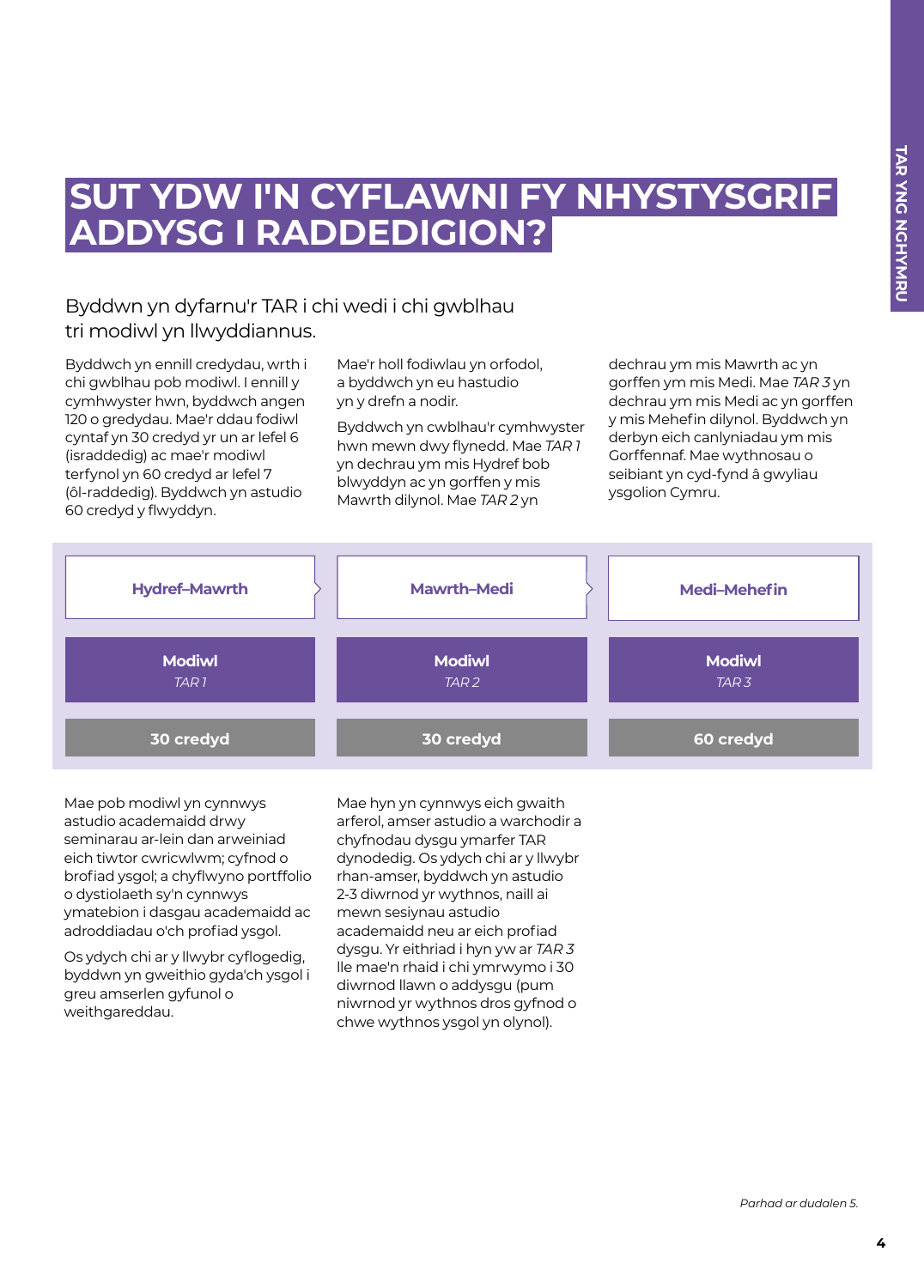# SUT YDW I'N CYFLAWNI FY NHYSTYSGRIF ADDYSG I RADDEDIGION?

## Byddwn yn dyfarnu'r TAR i chi wedi i chi gwblhau tri modiwl yn llwyddiannus.

Byddwch yn ennill credydau, wrth i chi gwblhau pob modiwl. I ennill y cymhwyster hwn, byddwch angen 120 o gredydau. Mae'r ddau fodiwl cyntaf yn 30 credyd yr un ar lefel 6 (israddedig) ac mae'r modiwl terfynol yn 60 credyd ar lefel 7 (ôl-raddedig). Byddwch yn astudio 60 credyd y flwyddyn.

Mae'r holl fodiwlau yn orfodol, a byddwch yn eu hastudio yn y drefn a nodir.

Byddwch yn cwblhau'r cymhwyster hwn mewn dwy flynedd. Mae *TAR 1* yn dechrau ym mis Hydref bob blwyddyn ac yn gorffen y mis Mawrth dilynol. Mae *TAR 2* yn dechrau ym mis Mawrth ac yn gorffen ym mis Medi. Mae *TAR 3* yn dechrau ym mis Medi ac yn gorffen y mis Mehefin dilynol. Byddwch yn derbyn eich canlyniadau ym mis Gorffennaf. Mae wythnosau o seibiant yn cyd-fynd â gwyliau ysgolion Cymru.

| Hydref–Mawrth | Mawrth–Medi | Medi–Mehefin |
|---|---|---|
| **Modiwl** *TAR 1* | **Modiwl** *TAR 2* | **Modiwl** *TAR 3* |
| **30 credyd** | **30 credyd** | **60 credyd** |

Mae pob modiwl yn cynnwys astudio academaidd drwy seminarau ar-lein dan arweiniad eich tiwtor cwricwlwm; cyfnod o brofiad ysgol; a chyflwyno portffolio o dystiolaeth sy'n cynnwys ymatebion i dasgau academaidd ac adroddiadau o'ch profiad ysgol.

Os ydych chi ar y llwybr cyflogedig, byddwn yn gweithio gyda'ch ysgol i greu amserlen gyfunol o weithgareddau.

Mae hyn yn cynnwys eich gwaith arferol, amser astudio a warchodir a chyfnodau dysgu ymarfer TAR dynodedig. Os ydych chi ar y llwybr rhan-amser, byddwch yn astudio 2-3 diwrnod yr wythnos, naill ai mewn sesiynau astudio academaidd neu ar eich profiad dysgu. Yr eithriad i hyn yw ar *TAR 3* lle mae'n rhaid i chi ymrwymo i 30 diwrnod llawn o addysgu (pum niwrnod yr wythnos dros gyfnod o chwe wythnos ysgol yn olynol).

*Parhad ar dudalen 5.*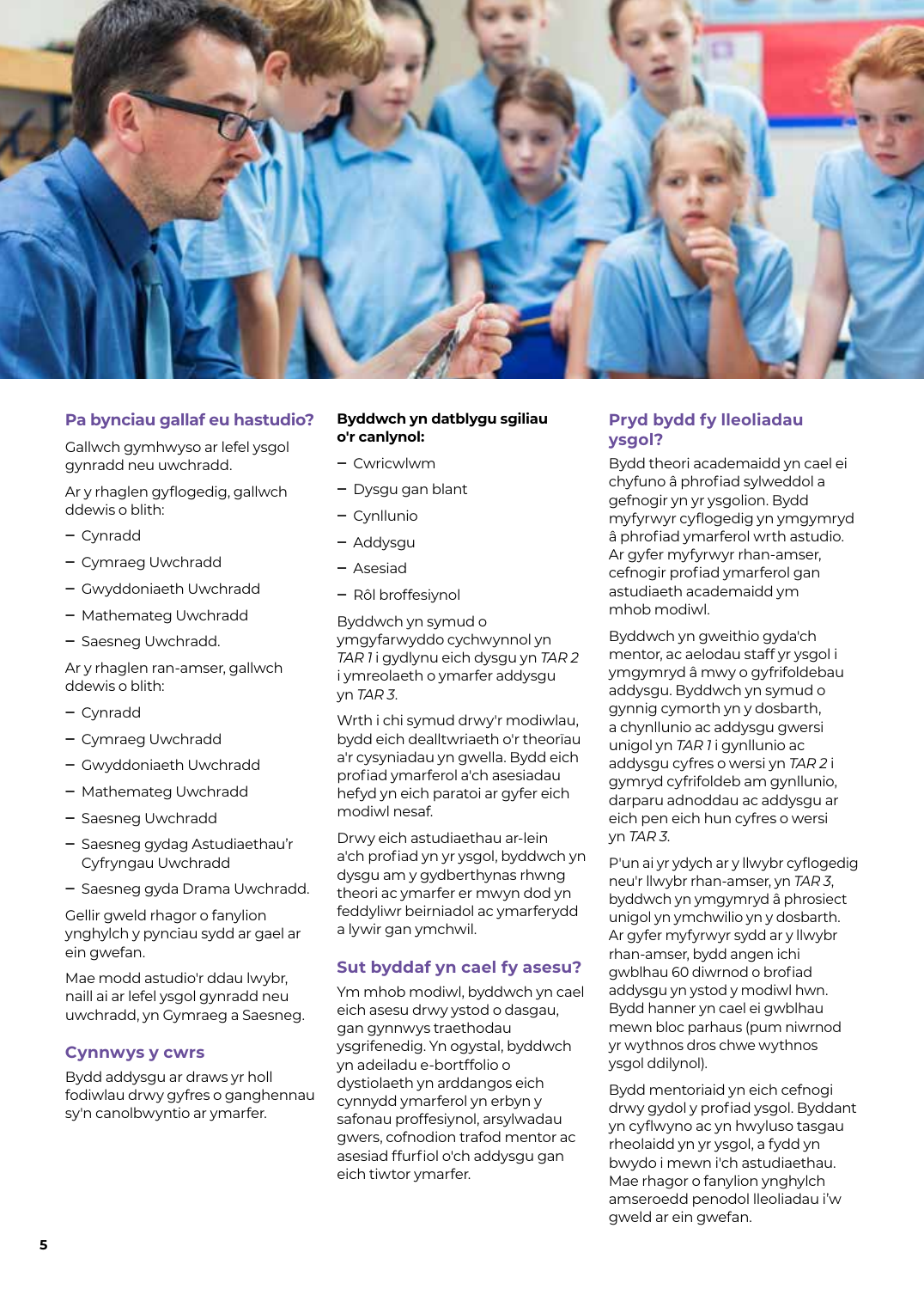## Pa bynciau gallaf eu hastudio?

Gallwch gymhwyso ar lefel ysgol gynradd neu uwchradd.

Ar y rhaglen gyflogedig, gallwch ddewis o blith:

- Cynradd
- Cymraeg Uwchradd
- Gwyddoniaeth Uwchradd
- Mathemateg Uwchradd
- Saesneg Uwchradd.

Ar y rhaglen ran-amser, gallwch ddewis o blith:

- Cynradd
- Cymraeg Uwchradd
- Gwyddoniaeth Uwchradd
- Mathemateg Uwchradd
- Saesneg Uwchradd
- Saesneg gydag Astudiaethau'r Cyfryngau Uwchradd
- Saesneg gyda Drama Uwchradd.

Gellir gweld rhagor o fanylion ynghylch y pynciau sydd ar gael ar ein gwefan.

Mae modd astudio'r ddau lwybr, naill ai ar lefel ysgol gynradd neu uwchradd, yn Gymraeg a Saesneg.

## Cynnwys y cwrs

Bydd addysgu ar draws yr holl fodiwlau drwy gyfres o ganghennau sy'n canolbwyntio ar ymarfer.

**Byddwch yn datblygu sgiliau o'r canlynol:**

- Cwricwlwm
- Dysgu gan blant
- Cynllunio
- Addysgu
- Asesiad
- Rôl broffesiynol

Byddwch yn symud o ymgyfarwyddo cychwynnol yn *TAR 1* i gydlynu eich dysgu yn *TAR 2* i ymreolaeth o ymarfer addysgu yn *TAR 3*.

Wrth i chi symud drwy'r modiwlau, bydd eich dealltwriaeth o'r theoriau a'r cysyniadau yn gwella. Bydd eich profiad ymarferol a'ch asesiadau hefyd yn eich paratoi ar gyfer eich modiwl nesaf.

Drwy eich astudiaethau ar-lein a'ch profiad yn yr ysgol, byddwch yn dysgu am y gydberthynas rhwng theori ac ymarfer er mwyn dod yn feddyliwr beirniadol ac ymarferydd a lywir gan ymchwil.

## Sut byddaf yn cael fy asesu?

Ym mhob modiwl, byddwch yn cael eich asesu drwy ystod o dasgau, gan gynnwys traethodau ysgrifenedig. Yn ogystal, byddwch yn adeiladu e-bortffolio o dystiolaeth yn arddangos eich cynnydd ymarferol yn erbyn y safonau proffesiynol, arsylwadau gwers, cofnodion trafod mentor ac asesiad ffurfiol o'ch addysgu gan eich tiwtor ymarfer.

## Pryd bydd fy lleoliadau ysgol?

Bydd theori academaidd yn cael ei chyfuno â phrofiad sylweddol a gefnogir yn yr ysgolion. Bydd myfyrwyr cyflogedig yn ymgymryd â phrofiad ymarferol wrth astudio. Ar gyfer myfyrwyr rhan-amser, cefnogir profiad ymarferol gan astudiaeth academaidd ym mhob modiwl.

Byddwch yn gweithio gyda'ch mentor, ac aelodau staff yr ysgol i ymgymryd â mwy o gyfrifoldebau addysgu. Byddwch yn symud o gynnig cymorth yn y dosbarth, a chynllunio ac addysgu gwersi unigol yn *TAR 1* i gynllunio ac addysgu cyfres o wersi yn *TAR 2* i gymryd cyfrifoldeb am gynllunio, darparu adnoddau ac addysgu ar eich pen eich hun cyfres o wersi yn *TAR 3*.

P'un ai yr ydych ar y llwybr cyflogedig neu'r llwybr rhan-amser, yn *TAR 3*, byddwch yn ymgymryd â phrosiect unigol yn ymchwilio yn y dosbarth. Ar gyfer myfyrwyr sydd ar y llwybr rhan-amser, bydd angen ichi gwblhau 60 diwrnod o brofiad addysgu yn ystod y modiwl hwn. Bydd hanner yn cael ei gwblhau mewn bloc parhaus (pum niwrnod yr wythnos dros chwe wythnos ysgol ddilynol).

Bydd mentoriaid yn eich cefnogi drwy gydol y profiad ysgol. Byddant yn cyflwyno ac yn hwyluso tasgau rheolaidd yn yr ysgol, a fydd yn bwydo i mewn i'ch astudiaethau. Mae rhagor o fanylion ynghylch amseroedd penodol lleoliadau i'w gweld ar ein gwefan.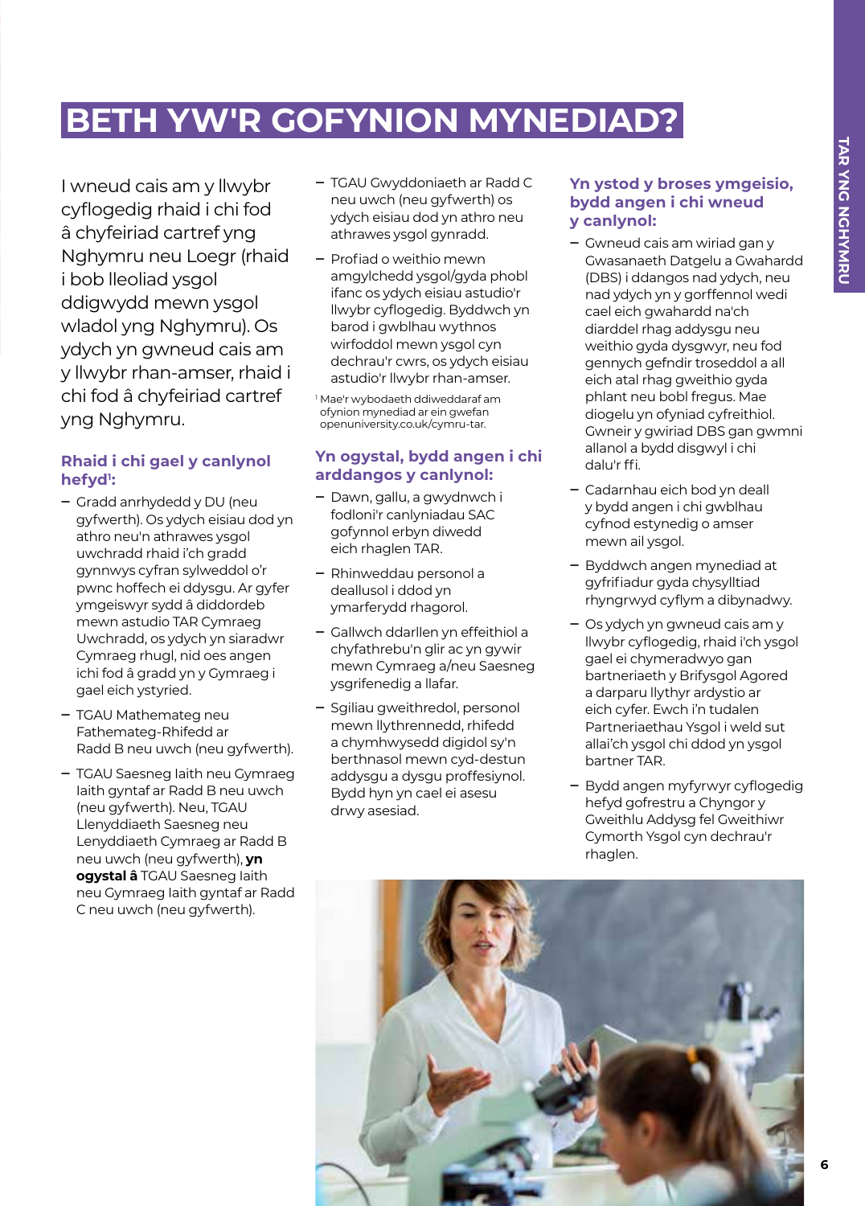# BETH YW'R GOFYNION MYNEDIAD?

I wneud cais am y llwybr cyflogedig rhaid i chi fod â chyfeiriad cartref yng Nghymru neu Loegr (rhaid i bob lleoliad ysgol ddigwydd mewn ysgol wladol yng Nghymru). Os ydych yn gwneud cais am y llwybr rhan-amser, rhaid i chi fod â chyfeiriad cartref yng Nghymru.

### Rhaid i chi gael y canlynol hefyd[1]:

- Gradd anrhydedd y DU (neu gyfwerth). Os ydych eisiau dod yn athro neu'n athrawes ysgol uwchradd rhaid i'ch gradd gynnwys cyfran sylweddol o'r pwnc hoffech ei ddysgu. Ar gyfer ymgeiswyr sydd â diddordeb mewn astudio TAR Cymraeg Uwchradd, os ydych yn siaradwr Cymraeg rhugl, nid oes angen ichi fod â gradd yn y Gymraeg i gael eich ystyried.
- TGAU Mathemateg neu Fathemateg-Rhifedd ar Radd B neu uwch (neu gyfwerth).
- TGAU Saesneg Iaith neu Gymraeg Iaith gyntaf ar Radd B neu uwch (neu gyfwerth). Neu, TGAU Llenyddiaeth Saesneg neu Lenyddiaeth Cymraeg ar Radd B neu uwch (neu gyfwerth), **yn ogystal â** TGAU Saesneg Iaith neu Gymraeg Iaith gyntaf ar Radd C neu uwch (neu gyfwerth).
- TGAU Gwyddoniaeth ar Radd C neu uwch (neu gyfwerth) os ydych eisiau dod yn athro neu athrawes ysgol gynradd.
- Profiad o weithio mewn amgylchedd ysgol/gyda phobl ifanc os ydych eisiau astudio'r llwybr cyflogedig. Byddwch yn barod i gwblhau wythnos wirfoddol mewn ysgol cyn dechrau'r cwrs, os ydych eisiau astudio'r llwybr rhan-amser.

[1] Mae'r wybodaeth ddiweddaraf am ofynion mynediad ar ein gwefan openuniversity.co.uk/cymru-tar.

### Yn ogystal, bydd angen i chi arddangos y canlynol:

- Dawn, gallu, a gwydnwch i fodloni'r canlyniadau SAC gofynnol erbyn diwedd eich rhaglen TAR.
- Rhinweddau personol a deallusol i ddod yn ymarferydd rhagorol.
- Gallwch ddarllen yn effeithiol a chyfathrebu'n glir ac yn gywir mewn Cymraeg a/neu Saesneg ysgrifenedig a llafar.
- Sgiliau gweithredol, personol mewn llythrennedd, rhifedd a chymhwysedd digidol sy'n berthnasol mewn cyd-destun addysgu a dysgu proffesiynol. Bydd hyn yn cael ei asesu drwy asesiad.

### Yn ystod y broses ymgeisio, bydd angen i chi wneud y canlynol:

- Gwneud cais am wiriad gan y Gwasanaeth Datgelu a Gwahardd (DBS) i ddangos nad ydych, neu nad ydych yn y gorffennol wedi cael eich gwahardd na'ch diarddel rhag addysgu neu weithio gyda dysgwyr, neu fod gennych gefndir troseddol a all eich atal rhag gweithio gyda phlant neu bobl fregus. Mae diogelu yn ofyniad cyfreithiol. Gwneir y gwiriad DBS gan gwmni allanol a bydd disgwyl i chi dalu'r ffi.
- Cadarnhau eich bod yn deall y bydd angen i chi gwblhau cyfnod estynedig o amser mewn ail ysgol.
- Byddwch angen mynediad at gyfrifiadur gyda chysylltiad rhyngrwyd cyflym a dibynadwy.
- Os ydych yn gwneud cais am y llwybr cyflogedig, rhaid i'ch ysgol gael ei chymeradwyo gan bartneriaeth y Brifysgol Agored a darparu llythyr ardystio ar eich cyfer. Ewch i'n tudalen Partneriaethau Ysgol i weld sut allai'ch ysgol chi ddod yn ysgol bartner TAR.
- Bydd angen myfyrwyr cyflogedig hefyd gofrestru a Chyngor y Gweithlu Addysg fel Gweithiwr Cymorth Ysgol cyn dechrau'r rhaglen.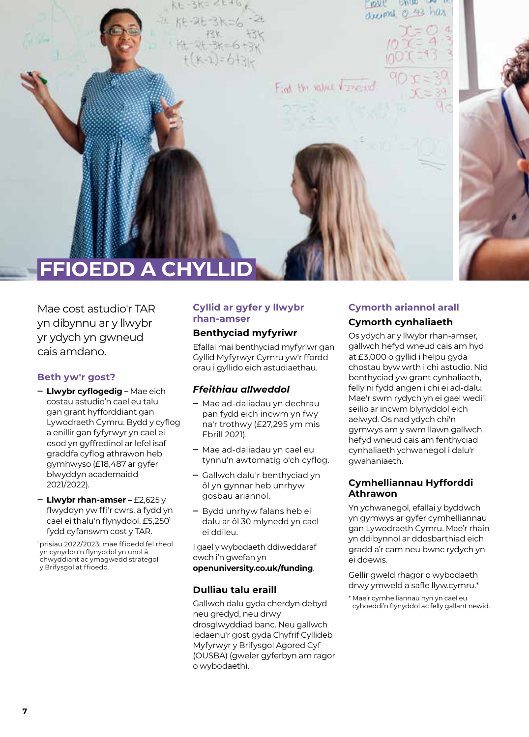# FFIOEDD A CHYLLID

Mae cost astudio'r TAR yn dibynnu ar y llwybr yr ydych yn gwneud cais amdano.

## Beth yw'r gost?

- **Llwybr cyflogedig –** Mae eich costau astudio'n cael eu talu gan grant hyfforddiant gan Lywodraeth Cymru. Bydd y cyflog a enillir gan fyfyrwyr yn cael ei osod yn gyffredinol ar lefel isaf graddfa cyflog athrawon heb gymhwyso (£18,487 ar gyfer blwyddyn academaidd 2021/2022).
- **Llwybr rhan-amser –** £2,625 y flwyddyn yw ffi'r cwrs, a fydd yn cael ei thalu'n flynyddol. £5,250[1] fydd cyfanswm cost y TAR.

[1] prisiau 2022/2023; mae ffioedd fel rheol yn cynyddu'n flynyddol yn unol â chwyddiant ac ymagwedd strategol y Brifysgol at ffioedd.

## Cyllid ar gyfer y llwybr rhan-amser

### Benthyciad myfyriwr

Efallai mai benthyciad myfyriwr gan Gyllid Myfyrwyr Cymru yw'r ffordd orau i gyllido eich astudiaethau.

### *Ffeithiau allweddol*

- Mae ad-daliadau yn dechrau pan fydd eich incwm yn fwy na'r trothwy (£27,295 ym mis Ebrill 2021).
- Mae ad-daliadau yn cael eu tynnu'n awtomatig o'ch cyflog.
- Gallwch dalu'r benthyciad yn ôl yn gynnar heb unrhyw gosbau ariannol.
- Bydd unrhyw falans heb ei dalu ar ôl 30 mlynedd yn cael ei ddileu.

I gael y wybodaeth ddiweddaraf ewch i'n gwefan yn **openuniversity.co.uk/funding**.

### Dulliau talu eraill

Gallwch dalu gyda cherdyn debyd neu gredyd, neu drwy drosglwyddiad banc. Neu gallwch ledaenu'r gost gyda Chyfrif Cyllideb Myfyrwyr y Brifysgol Agored Cyf (OUSBA) (gweler gyferbyn am ragor o wybodaeth).

## Cymorth ariannol arall

### Cymorth cynhaliaeth

Os ydych ar y llwybr rhan-amser, gallwch hefyd wneud cais am hyd at £3,000 o gyllid i helpu gyda chostau byw wrth i chi astudio. Nid benthyciad yw grant cynhaliaeth, felly ni fydd angen i chi ei ad-dalu. Mae'r swm rydych yn ei gael wedi'i seilio ar incwm blynyddol eich aelwyd. Os nad ydych chi'n gymwys am y swm llawn gallwch hefyd wneud cais am fenthyciad cynhaliaeth ychwanegol i dalu'r gwahaniaeth.

### Cymhelliannau Hyfforddi Athrawon

Yn ychwanegol, efallai y byddwch yn gymwys ar gyfer cymhelliannau gan Lywodraeth Cymru. Mae'r rhain yn ddibynnol ar ddosbarthiad eich gradd a'r cam neu bwnc rydych yn ei ddewis.

Gellir gweld rhagor o wybodaeth drwy ymweld a safle llyw.cymru.*

* Mae'r cymhelliannau hyn yn cael eu cyhoeddi'n flynyddol ac felly gallant newid.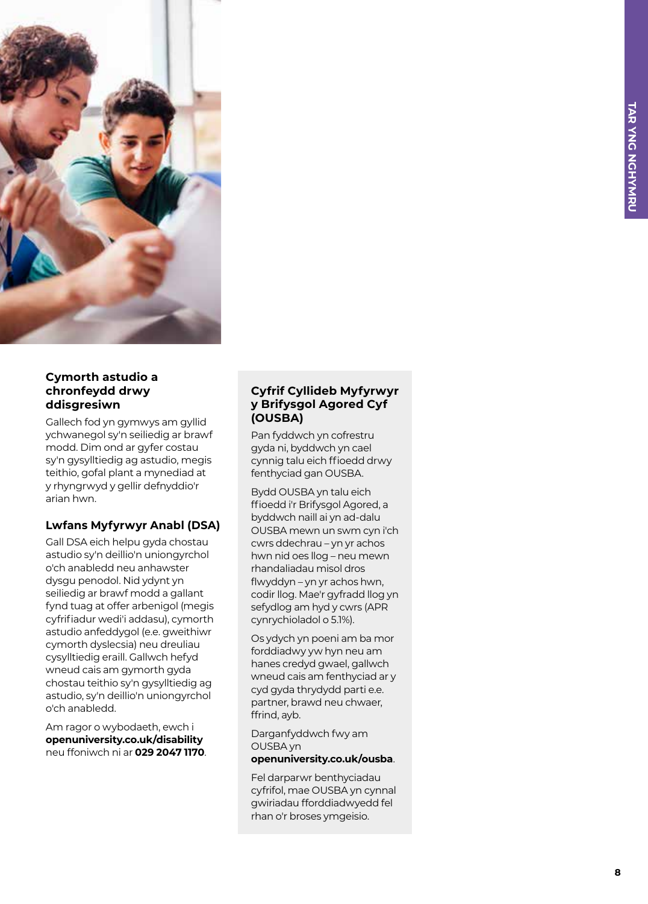## Cymorth astudio a chronfeydd drwy ddisgresiwn

Gallech fod yn gymwys am gyllid ychwanegol sy'n seiliedig ar brawf modd. Dim ond ar gyfer costau sy'n gysylltiedig ag astudio, megis teithio, gofal plant a mynediad at y rhyngrwyd y gellir defnyddio'r arian hwn.

## Lwfans Myfyrwyr Anabl (DSA)

Gall DSA eich helpu gyda chostau astudio sy'n deillio'n uniongyrchol o'ch anabledd neu anhawster dysgu penodol. Nid ydynt yn seiliedig ar brawf modd a gallant fynd tuag at offer arbenigol (megis cyfrifiadur wedi'i addasu), cymorth astudio anfeddygol (e.e. gweithiwr cymorth dyslecsia) neu dreuliau cysylltiedig eraill. Gallwch hefyd wneud cais am gymorth gyda chostau teithio sy'n gysylltiedig ag astudio, sy'n deillio'n uniongyrchol o'ch anabledd.

Am ragor o wybodaeth, ewch i **openuniversity.co.uk/disability** neu ffoniwch ni ar **029 2047 1170**.

## Cyfrif Cyllideb Myfyrwyr y Brifysgol Agored Cyf (OUSBA)

Pan fyddwch yn cofrestru gyda ni, byddwch yn cael cynnig talu eich ffioedd drwy fenthyciad gan OUSBA.

Bydd OUSBA yn talu eich ffioedd i'r Brifysgol Agored, a byddwch naill ai yn ad-dalu OUSBA mewn un swm cyn i'ch cwrs ddechrau – yn yr achos hwn nid oes llog – neu mewn rhandaliadau misol dros flwyddyn – yn yr achos hwn, codir llog. Mae'r gyfradd llog yn sefydlog am hyd y cwrs (APR cynrychioladol o 5.1%).

Os ydych yn poeni am ba mor fforddiadwy yw hyn neu am hanes credyd gwael, gallwch wneud cais am fenthyciad ar y cyd gyda thrydydd parti e.e. partner, brawd neu chwaer, ffrind, ayb.

Darganfyddwch fwy am OUSBA yn **openuniversity.co.uk/ousba**.

Fel darparwr benthyciadau cyfrifol, mae OUSBA yn cynnal gwiriadau fforddiadwyedd fel rhan o'r broses ymgeisio.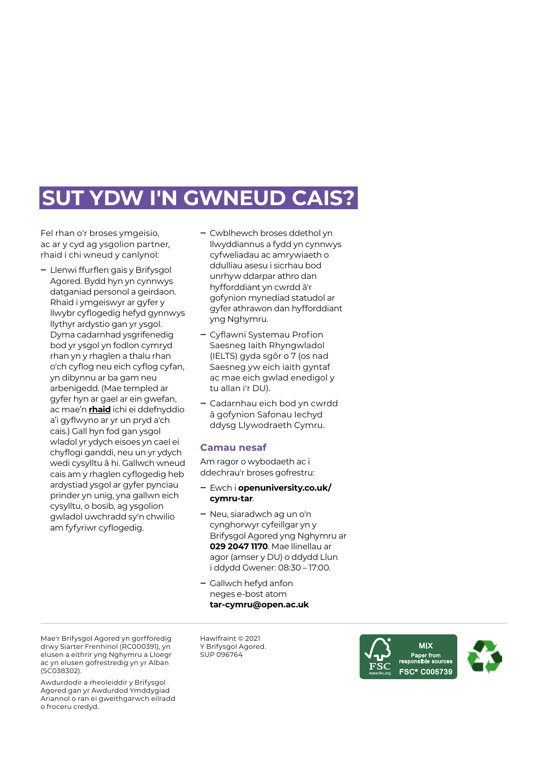# SUT YDW I'N GWNEUD CAIS?

Fel rhan o'r broses ymgeisio, ac ar y cyd ag ysgolion partner, rhaid i chi wneud y canlynol:

- Llenwi ffurflen gais y Brifysgol Agored. Bydd hyn yn cynnwys datganiad personol a geirdaon. Rhaid i ymgeiswyr ar gyfer y llwybr cyflogedig hefyd gynnwys llythyr ardystio gan yr ysgol. Dyma cadarnhad ysgrifenedig bod yr ysgol yn fodlon cymryd rhan yn y rhaglen a thalu rhan o'ch cyflog neu eich cyflog cyfan, yn dibynnu ar ba gam neu arbenigedd. (Mae templed ar gyfer hyn ar gael ar ein gwefan, ac mae'n **rhaid** ichi ei ddefnyddio a'i gyflwyno ar yr un pryd a'ch cais.) Gall hyn fod gan ysgol wladol yr ydych eisoes yn cael ei chyflogi ganddi, neu un yr ydych wedi cysylltu â hi. Gallwch wneud cais am y rhaglen cyflogedig heb ardystiad ysgol ar gyfer pynciau prinder yn unig, yna gallwn eich cysylltu, o bosib, ag ysgolion gwladol uwchradd sy'n chwilio am fyfyriwr cyflogedig.
- Cwblhewch broses ddethol yn llwyddiannus a fydd yn cynnwys cyfweliadau ac amrywiaeth o ddulliau asesu i sicrhau bod unrhyw ddarpar athro dan hyfforddiant yn cwrdd â'r gofynion mynediad statudol ar gyfer athrawon dan hyfforddiant yng Nghymru.
- Cyflawni Systemau Profion Saesneg Iaith Rhyngwladol (IELTS) gyda sgôr o 7 (os nad Saesneg yw eich iaith gyntaf ac mae eich gwlad enedigol y tu allan i'r DU).
- Cadarnhau eich bod yn cwrdd â gofynion Safonau Iechyd ddysg Llywodraeth Cymru.

## Camau nesaf

Am ragor o wybodaeth ac i ddechrau'r broses gofrestru:

- Ewch i **openuniversity.co.uk/cymru-tar**.
- Neu, siaradwch ag un o'n cynghorwyr cyfeillgar yn y Brifysgol Agored yng Nghymru ar **029 2047 1170**. Mae llinellau ar agor (amser y DU) o ddydd Llun i ddydd Gwener: 08:30 – 17:00.
- Gallwch hefyd anfon neges e-bost atom **tar-cymru@open.ac.uk**

Mae'r Brifysgol Agored yn gorfforedig drwy Siarter Frenhinol (RC000391), yn elusen a eithrir yng Nghymru a Lloegr ac yn elusen gofrestredig yn yr Alban (SC038302).

Awdurdodir a rheoleiddir y Brifysgol Agored gan yr Awdurdod Ymddygiad Ariannol o ran ei gweithgarwch eilradd o froceru credyd.

Hawlfraint © 2021 Y Brifysgol Agored. SUP 096764

FSC www.fsc.org MIX Paper from responsible sources FSC® C005739